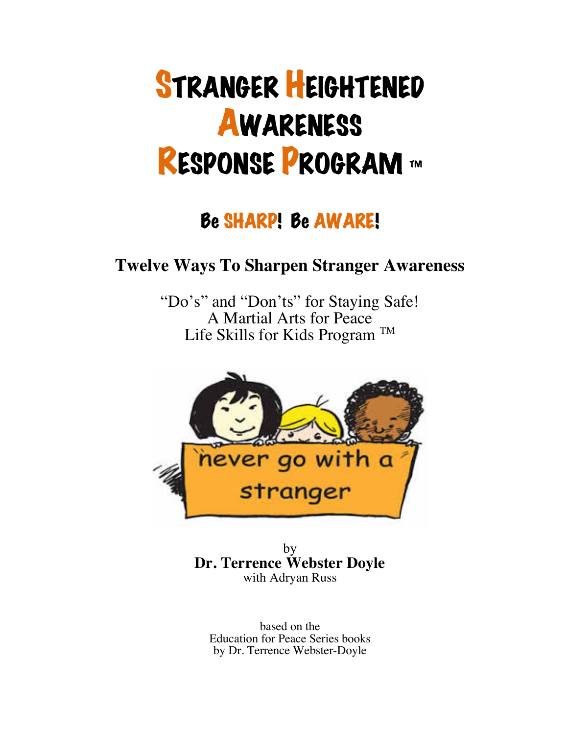# STRANGER HEIGHTENED AWARENESS RESPONSE PROGRAM ™

## Be SHARP! Be AWARE!

### Twelve Ways To Sharpen Stranger Awareness

"Do's" and "Don'ts" for Staying Safe!
A Martial Arts for Peace
Life Skills for Kids Program ™

never go with a stranger

by
**Dr. Terrence Webster Doyle**
with Adryan Russ

based on the
Education for Peace Series books
by Dr. Terrence Webster-Doyle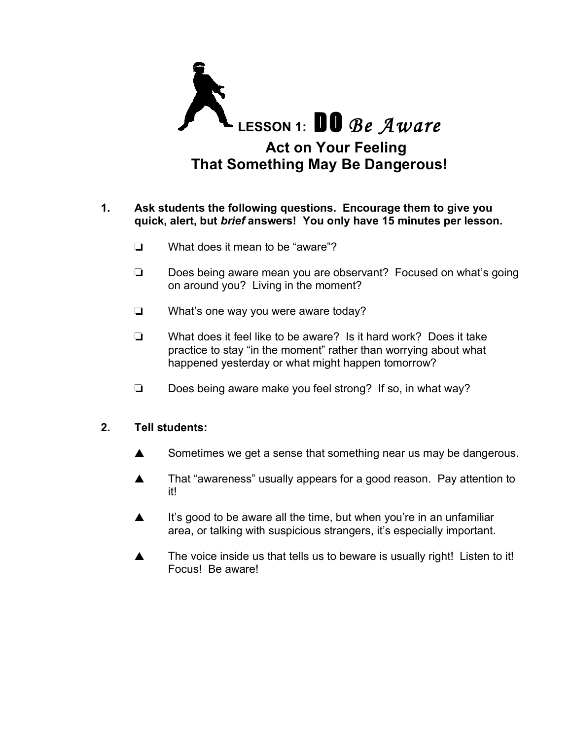# LESSON 1: DO *Be Aware*

## Act on Your Feeling That Something May Be Dangerous!

1. **Ask students the following questions. Encourage them to give you quick, alert, but *brief* answers! You only have 15 minutes per lesson.**

   - ❏ What does it mean to be "aware"?
   - ❏ Does being aware mean you are observant? Focused on what's going on around you? Living in the moment?
   - ❏ What's one way you were aware today?
   - ❏ What does it feel like to be aware? Is it hard work? Does it take practice to stay "in the moment" rather than worrying about what happened yesterday or what might happen tomorrow?
   - ❏ Does being aware make you feel strong? If so, in what way?

2. **Tell students:**

   - ▲ Sometimes we get a sense that something near us may be dangerous.
   - ▲ That "awareness" usually appears for a good reason. Pay attention to it!
   - ▲ It's good to be aware all the time, but when you're in an unfamiliar area, or talking with suspicious strangers, it's especially important.
   - ▲ The voice inside us that tells us to beware is usually right! Listen to it! Focus! Be aware!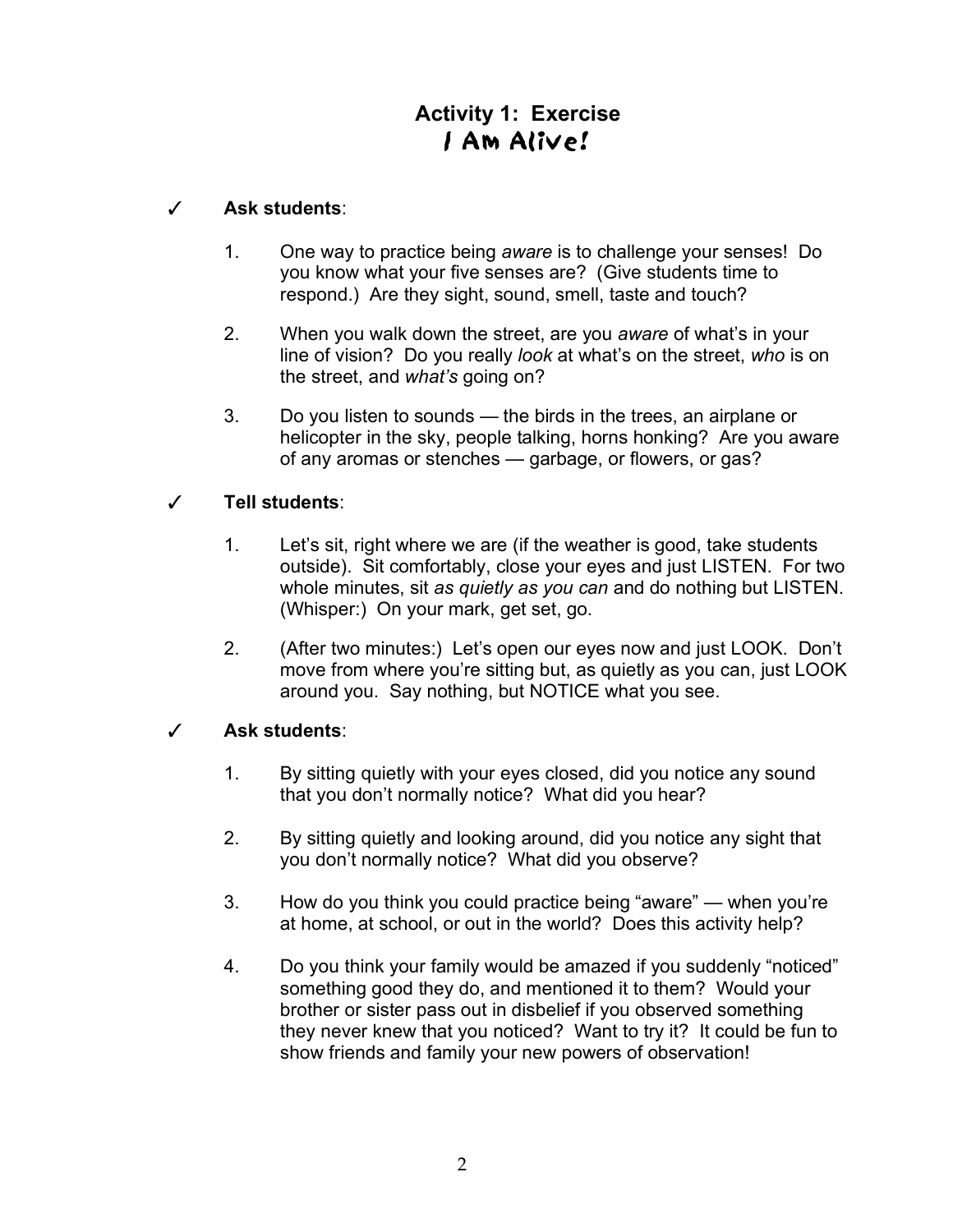# Activity 1: Exercise
## I Am Alive!

✓ **Ask students**:

1. One way to practice being *aware* is to challenge your senses! Do you know what your five senses are? (Give students time to respond.) Are they sight, sound, smell, taste and touch?

2. When you walk down the street, are you *aware* of what's in your line of vision? Do you really *look* at what's on the street, *who* is on the street, and *what's* going on?

3. Do you listen to sounds — the birds in the trees, an airplane or helicopter in the sky, people talking, horns honking? Are you aware of any aromas or stenches — garbage, or flowers, or gas?

✓ **Tell students**:

1. Let's sit, right where we are (if the weather is good, take students outside). Sit comfortably, close your eyes and just LISTEN. For two whole minutes, sit *as quietly as you can* and do nothing but LISTEN. (Whisper:) On your mark, get set, go.

2. (After two minutes:) Let's open our eyes now and just LOOK. Don't move from where you're sitting but, as quietly as you can, just LOOK around you. Say nothing, but NOTICE what you see.

✓ **Ask students**:

1. By sitting quietly with your eyes closed, did you notice any sound that you don't normally notice? What did you hear?

2. By sitting quietly and looking around, did you notice any sight that you don't normally notice? What did you observe?

3. How do you think you could practice being "aware" — when you're at home, at school, or out in the world? Does this activity help?

4. Do you think your family would be amazed if you suddenly "noticed" something good they do, and mentioned it to them? Would your brother or sister pass out in disbelief if you observed something they never knew that you noticed? Want to try it? It could be fun to show friends and family your new powers of observation!